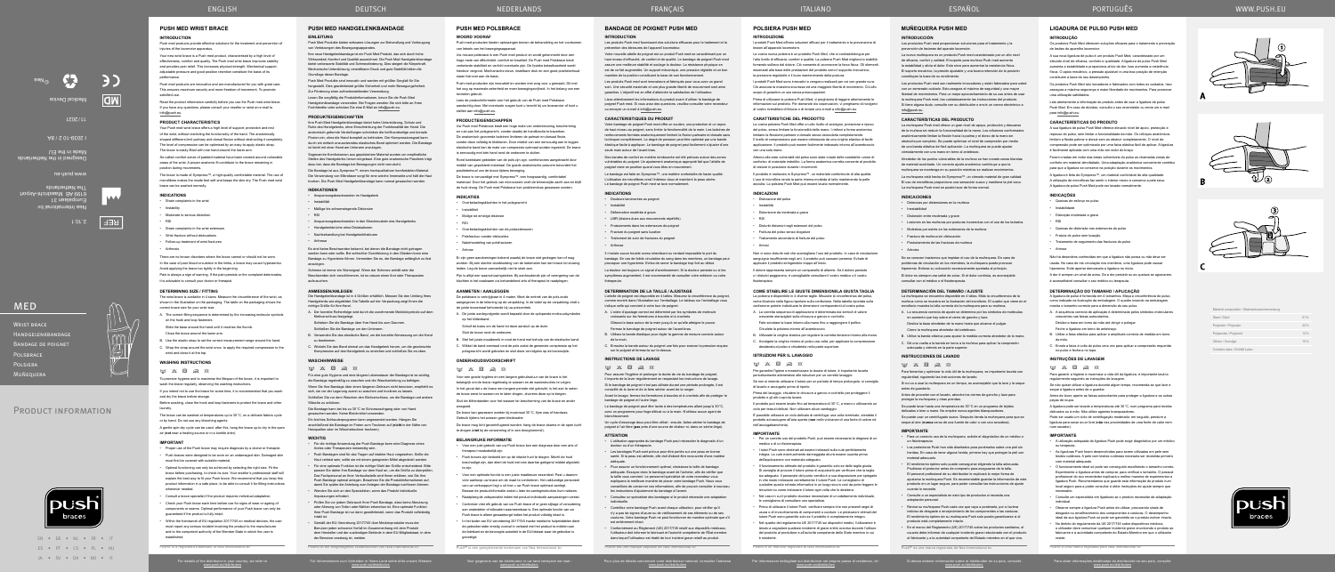ENGLISH | DEUTSCH | NEDERLANDS | FRANÇAIS | ITALIANO | ESPAÑOL | PORTUGUÊS | WWW.PUSH.EU

# PUSH MED WRIST BRACE

## INTRODUCTION

Push med products provide effective solutions for the treatment and prevention of injuries of the locomotor apparatus.

Your new wrist brace is a Push med product, characterised by a high level of effectiveness, comfort and quality. The Push med wrist brace improves stability and provides pain relief. This increases physical strength. Mechanical support, adjustable pressure and good position retention constitute the basis of its performance.

Push med products are innovative and are manufactured for use with great care. This ensures maximum security and more freedom of movement. To promote satisfied use.

Read the product information carefully before you use the Push med wrist brace. If you have any questions, please consult your retailer or send us a mail to info@push.eu.

## PRODUCT CHARACTERISTICS

Your Push med wrist brace offers a high level of support, protection and rest of the wrist, without restricting the functionality of the hand. The anatomically shaped stiffener (wrist portion) and dorsal flexion without obstructing it completely. The level of compression can be optimised by an easy to apply elastic strap. The brace is easily fitted with one hand around the base arm.

The soft and comfortable edges of product create uniform circular, breathable and elastic. A proper product combination of parts ensures a fitting, unbreakable position of the wrist brace.

The brace is made of Sympress™, a high-quality comfortable material. The use of mechanisms makes the inside feel soft and keeps the skin dry. The Push med wrist brace can be washed easily.

## INDICATIONS

- Strain complaints in the wrist
- Instability
- Moderate to serious distortion
- RSI
- Strain complaints in the wrist extensors
- Wrist fracture without dislocations
- Follow-up treatment of wrist fractures
- Arthrosis

There are no known disorders where the brace cannot or should not be worn. In the case of poor blood circulation in the limbs, a brace may cause hypoaemia. Avoid applying the brace too tightly in the beginning.

Pain is always a sign of warning. If the pain persists or the complaint deteriorates, it is advisable to consult your doctor or therapist.

## DETERMINING SIZE / FITTING

The wrist brace is available in 4 sizes. Measure the circumference of the wrist, as shown in the illustration on the packaging. The table on the packaging shows the correct brace size for your wrist size.

A. The correct fitting sequence is determined by the numerical symbols on the hook and loop fasteners.
   Slide the brace around the hand until it reaches the thumb.
   Close the brace around the lower arm.
B. Use the elastic strap to set the correct measurement range around the hand.
C. Wrap the strap around the wrist once, to apply the required compression to the wrist and close it at the top.

## WASHING INSTRUCTIONS

To promote hygiene and to maximise the lifespan of the brace, it is important to wash the brace regularly, observing the washing instructions.

If you intend not to use the brace for some time, it is recommended that you wash and dry the brace before storage.

Before washing, close the hook and loop fasteners to protect the brace and other laundry.

The brace can be washed at temperatures up to 30°C, on a delicate fabrics cycle or by hand. Do not use any bleaching agents.

A gentle spin dry cycle can be used after this; hang the brace up to dry in the open air (not near a heating source or in a tumble drier).

## IMPORTANT

- Proper use of the Push brace may require diagnosis by a doctor or therapist.
- Push braces were designed to be worn on an undamaged skin. Damaged skin must first be covered with suitable material.
- Optimal functioning can only be achieved by selecting the right size. Fit the brace before purchasing, to check its size. Your retailer's professional staff will explain the best way to fit your Push brace. We recommend that you keep this product information in a safe place, to be able to consult it if fitting instructions whenever needed.
- Consult a local specialist if the product requires individual adaptation.
- Check your Push brace each time before use for signs of wear or ageing of components or seams. Optimal performance of your Push brace can only be guaranteed if the product is fully intact.
- Within the framework of EU regulation 2017/745 on medical devices, the user must report any serious incident involving the product to the manufacturer and to the competent authority of the Member State in which the user is established.

Push® is a registered trademark of Nea International bv

For details of the distributor in your country, we refer to www.push.eu/distributors

| Product composition / Materialzusammensetzung | |
|---|---|
| Alum / Staal | 3 % |
| Polyester / Polyester | 20 % |
| Polyamide / Polyamide | 9 % |
| Others / Sonstige | 9 % |
| Contains latex / Enthält Latex | |

# MED

WRIST BRACE
HANDGELENKBANDAGE
BANDAGE DE POIGNET
POLSBRACE
POLSIERA
MUÑEQUERA

PRODUCT INFORMATION

REF 2.10.1

Nea International bv
Europalaan 31
6199 AB Maastricht-Airport
The Netherlands
www.push.eu

Designed in the Netherlands
Made in the EU

11-2021

MD Medical Device

push braces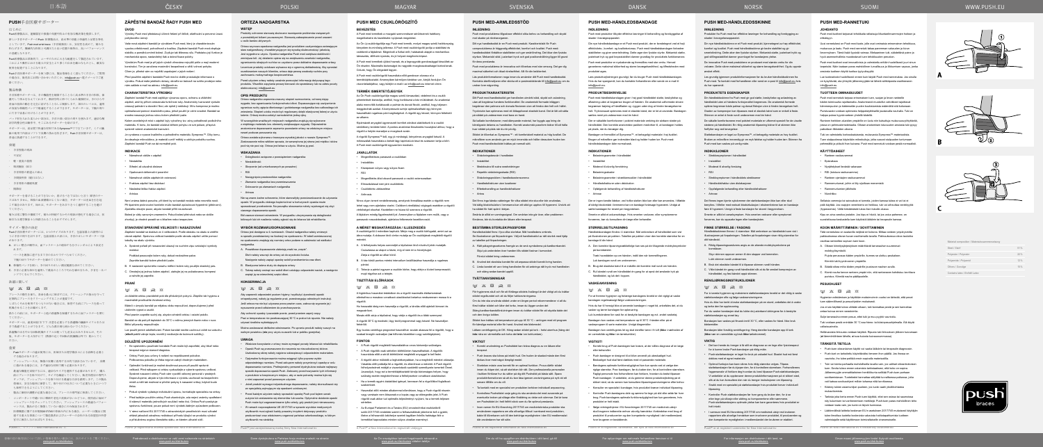# PUSH手首関節サポーター

# ZÁPĚSTNÍ BANDÁŽ ŘADY PUSH MED

# ORTEZA NADGARSTKA

# PUSH MED CSUKLÓRÖGZÍTŐ

# PUSH MED-ARMLEDSSTÖD

# PUSH MED-HÅNDLEDSBANDAGE

# PUSH MED-HÅNDLEDDSSKINNE

# PUSH MED-RANNETUKI

www.push.eu